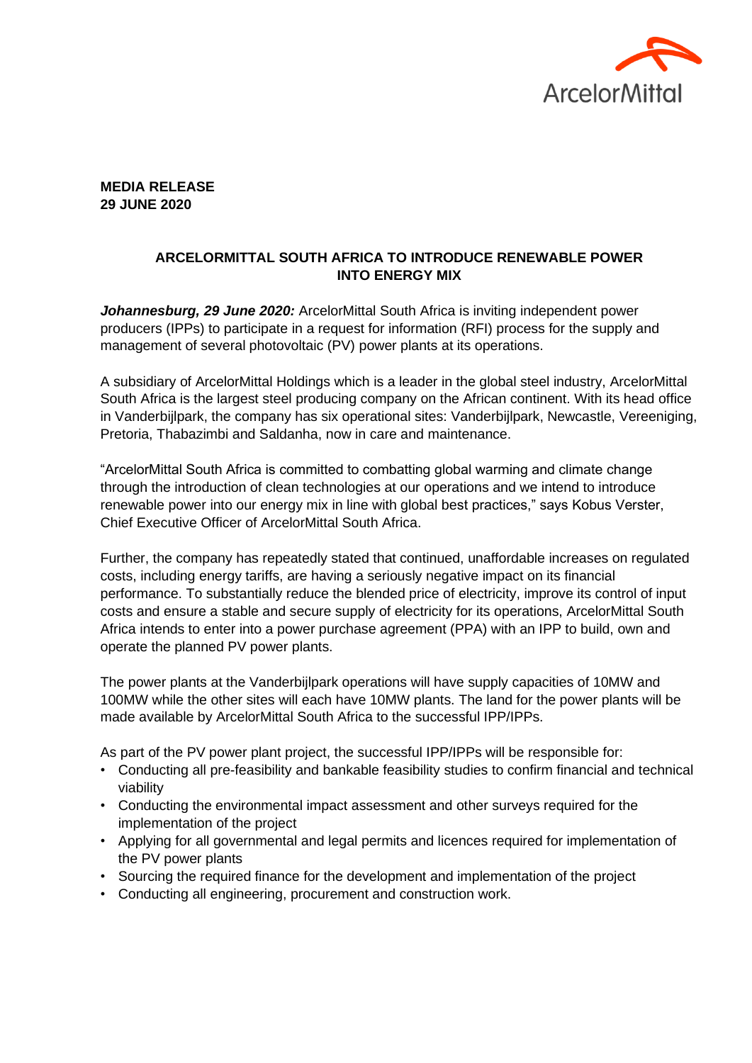**MEDIA RELEASE**
**29 JUNE 2020**

## ARCELORMITTAL SOUTH AFRICA TO INTRODUCE RENEWABLE POWER INTO ENERGY MIX

***Johannesburg, 29 June 2020:*** ArcelorMittal South Africa is inviting independent power producers (IPPs) to participate in a request for information (RFI) process for the supply and management of several photovoltaic (PV) power plants at its operations.

A subsidiary of ArcelorMittal Holdings which is a leader in the global steel industry, ArcelorMittal South Africa is the largest steel producing company on the African continent. With its head office in Vanderbijlpark, the company has six operational sites: Vanderbijlpark, Newcastle, Vereeniging, Pretoria, Thabazimbi and Saldanha, now in care and maintenance.

"ArcelorMittal South Africa is committed to combatting global warming and climate change through the introduction of clean technologies at our operations and we intend to introduce renewable power into our energy mix in line with global best practices," says Kobus Verster, Chief Executive Officer of ArcelorMittal South Africa.

Further, the company has repeatedly stated that continued, unaffordable increases on regulated costs, including energy tariffs, are having a seriously negative impact on its financial performance. To substantially reduce the blended price of electricity, improve its control of input costs and ensure a stable and secure supply of electricity for its operations, ArcelorMittal South Africa intends to enter into a power purchase agreement (PPA) with an IPP to build, own and operate the planned PV power plants.

The power plants at the Vanderbijlpark operations will have supply capacities of 10MW and 100MW while the other sites will each have 10MW plants. The land for the power plants will be made available by ArcelorMittal South Africa to the successful IPP/IPPs.

As part of the PV power plant project, the successful IPP/IPPs will be responsible for:

- Conducting all pre-feasibility and bankable feasibility studies to confirm financial and technical viability
- Conducting the environmental impact assessment and other surveys required for the implementation of the project
- Applying for all governmental and legal permits and licences required for implementation of the PV power plants
- Sourcing the required finance for the development and implementation of the project
- Conducting all engineering, procurement and construction work.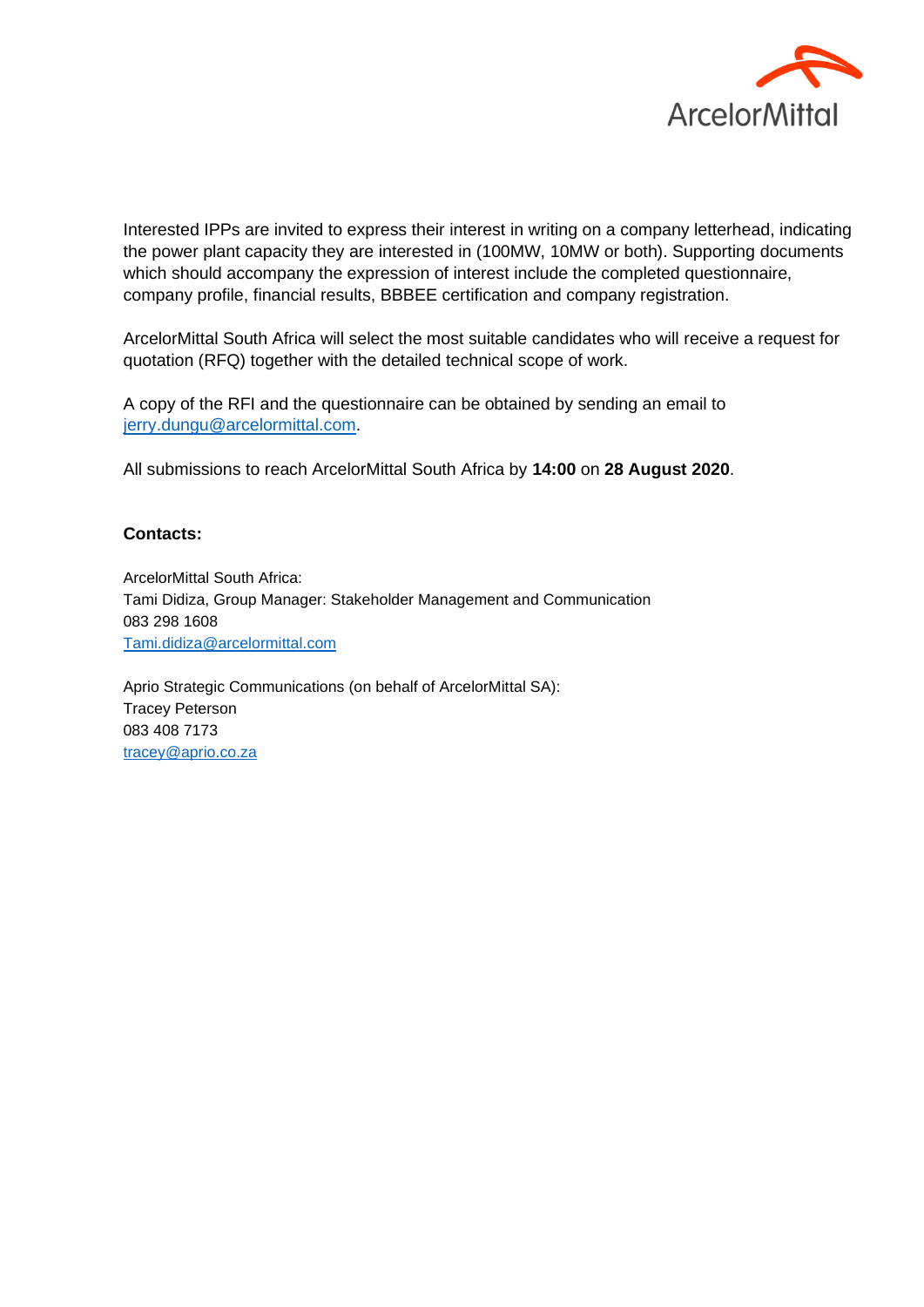Interested IPPs are invited to express their interest in writing on a company letterhead, indicating the power plant capacity they are interested in (100MW, 10MW or both). Supporting documents which should accompany the expression of interest include the completed questionnaire, company profile, financial results, BBBEE certification and company registration.

ArcelorMittal South Africa will select the most suitable candidates who will receive a request for quotation (RFQ) together with the detailed technical scope of work.

A copy of the RFI and the questionnaire can be obtained by sending an email to jerry.dungu@arcelormittal.com.

All submissions to reach ArcelorMittal South Africa by **14:00** on **28 August 2020**.

**Contacts:**

ArcelorMittal South Africa:
Tami Didiza, Group Manager: Stakeholder Management and Communication
083 298 1608
Tami.didiza@arcelormittal.com

Aprio Strategic Communications (on behalf of ArcelorMittal SA):
Tracey Peterson
083 408 7173
tracey@aprio.co.za